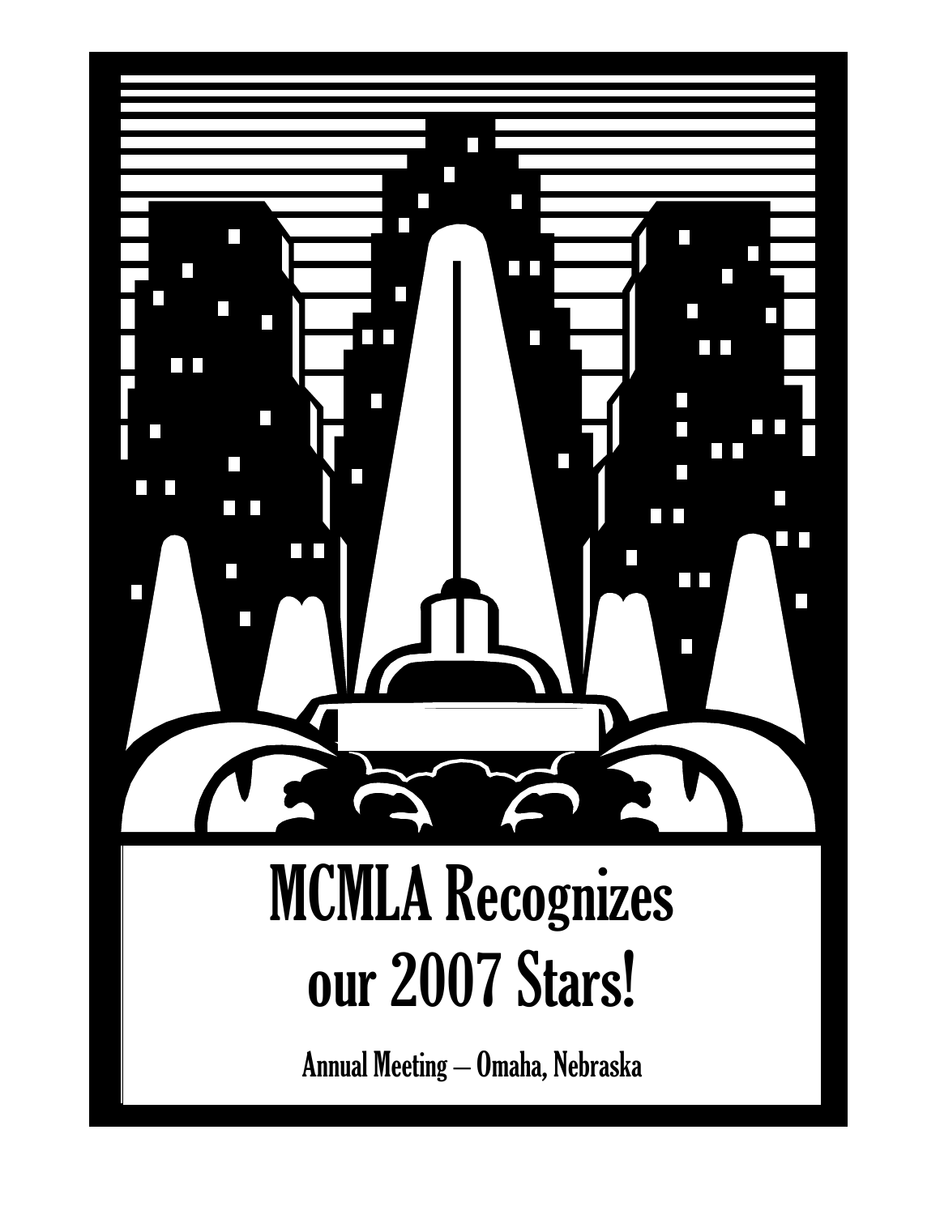# MCMLA Recognizes our 2007 Stars!

Annual Meeting – Omaha, Nebraska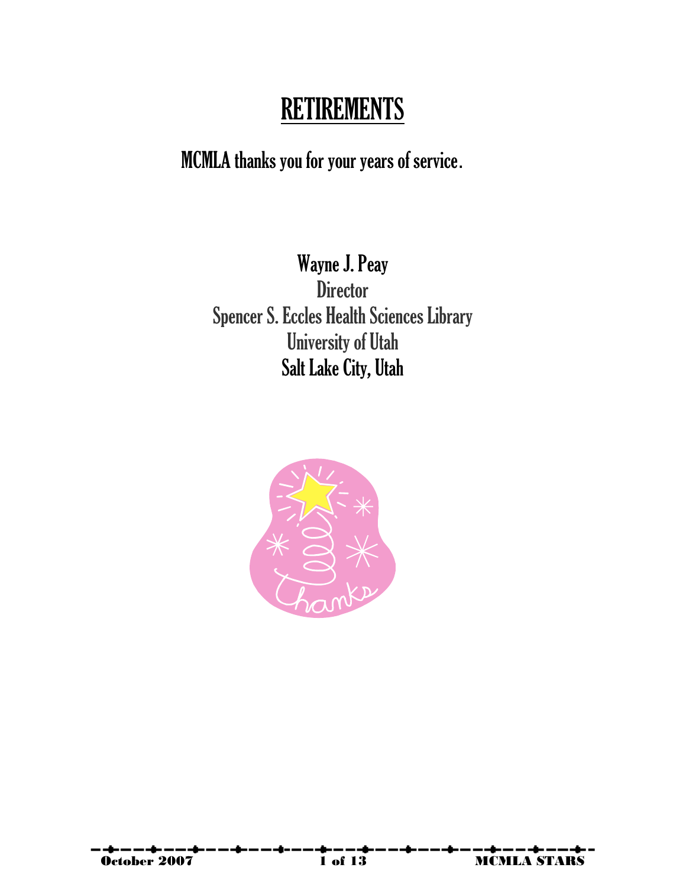# RETIREMENTS

MCMLA thanks you for your years of service.

Wayne J. Peay
Director
Spencer S. Eccles Health Sciences Library
University of Utah
Salt Lake City, Utah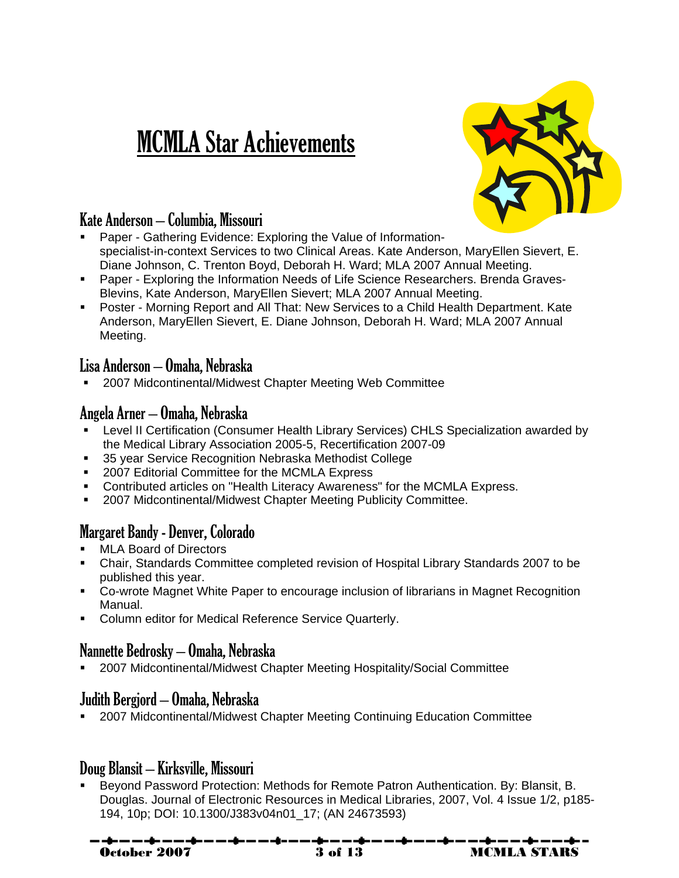# MCMLA Star Achievements

## Kate Anderson – Columbia, Missouri

- Paper - Gathering Evidence: Exploring the Value of Information-specialist-in-context Services to two Clinical Areas. Kate Anderson, MaryEllen Sievert, E. Diane Johnson, C. Trenton Boyd, Deborah H. Ward; MLA 2007 Annual Meeting.
- Paper - Exploring the Information Needs of Life Science Researchers. Brenda Graves-Blevins, Kate Anderson, MaryEllen Sievert; MLA 2007 Annual Meeting.
- Poster - Morning Report and All That: New Services to a Child Health Department. Kate Anderson, MaryEllen Sievert, E. Diane Johnson, Deborah H. Ward; MLA 2007 Annual Meeting.

## Lisa Anderson – Omaha, Nebraska

- 2007 Midcontinental/Midwest Chapter Meeting Web Committee

## Angela Arner – Omaha, Nebraska

- Level II Certification (Consumer Health Library Services) CHLS Specialization awarded by the Medical Library Association 2005-5, Recertification 2007-09
- 35 year Service Recognition Nebraska Methodist College
- 2007 Editorial Committee for the MCMLA Express
- Contributed articles on "Health Literacy Awareness" for the MCMLA Express.
- 2007 Midcontinental/Midwest Chapter Meeting Publicity Committee.

## Margaret Bandy - Denver, Colorado

- MLA Board of Directors
- Chair, Standards Committee completed revision of Hospital Library Standards 2007 to be published this year.
- Co-wrote Magnet White Paper to encourage inclusion of librarians in Magnet Recognition Manual.
- Column editor for Medical Reference Service Quarterly.

## Nannette Bedrosky – Omaha, Nebraska

- 2007 Midcontinental/Midwest Chapter Meeting Hospitality/Social Committee

## Judith Bergjord – Omaha, Nebraska

- 2007 Midcontinental/Midwest Chapter Meeting Continuing Education Committee

## Doug Blansit – Kirksville, Missouri

- Beyond Password Protection: Methods for Remote Patron Authentication. By: Blansit, B. Douglas. Journal of Electronic Resources in Medical Libraries, 2007, Vol. 4 Issue 1/2, p185-194, 10p; DOI: 10.1300/J383v04n01_17; (AN 24673593)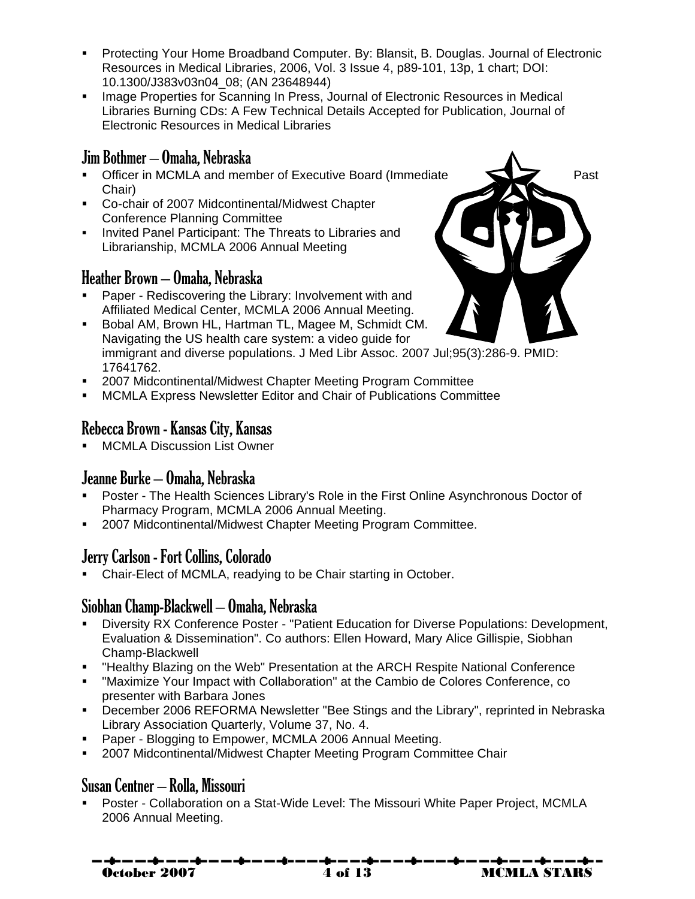- Protecting Your Home Broadband Computer. By: Blansit, B. Douglas. Journal of Electronic Resources in Medical Libraries, 2006, Vol. 3 Issue 4, p89-101, 13p, 1 chart; DOI: 10.1300/J383v03n04_08; (AN 23648944)
- Image Properties for Scanning In Press, Journal of Electronic Resources in Medical Libraries Burning CDs: A Few Technical Details Accepted for Publication, Journal of Electronic Resources in Medical Libraries

## Jim Bothmer – Omaha, Nebraska

- Officer in MCMLA and member of Executive Board (Immediate Past Chair)
- Co-chair of 2007 Midcontinental/Midwest Chapter Conference Planning Committee
- Invited Panel Participant: The Threats to Libraries and Librarianship, MCMLA 2006 Annual Meeting

## Heather Brown – Omaha, Nebraska

- Paper - Rediscovering the Library: Involvement with and Affiliated Medical Center, MCMLA 2006 Annual Meeting.
- Bobal AM, Brown HL, Hartman TL, Magee M, Schmidt CM. Navigating the US health care system: a video guide for immigrant and diverse populations. J Med Libr Assoc. 2007 Jul;95(3):286-9. PMID: 17641762.
- 2007 Midcontinental/Midwest Chapter Meeting Program Committee
- MCMLA Express Newsletter Editor and Chair of Publications Committee

## Rebecca Brown - Kansas City, Kansas

- MCMLA Discussion List Owner

## Jeanne Burke – Omaha, Nebraska

- Poster - The Health Sciences Library's Role in the First Online Asynchronous Doctor of Pharmacy Program, MCMLA 2006 Annual Meeting.
- 2007 Midcontinental/Midwest Chapter Meeting Program Committee.

## Jerry Carlson - Fort Collins, Colorado

- Chair-Elect of MCMLA, readying to be Chair starting in October.

## Siobhan Champ-Blackwell – Omaha, Nebraska

- Diversity RX Conference Poster - "Patient Education for Diverse Populations: Development, Evaluation & Dissemination". Co authors: Ellen Howard, Mary Alice Gillispie, Siobhan Champ-Blackwell
- "Healthy Blazing on the Web" Presentation at the ARCH Respite National Conference
- "Maximize Your Impact with Collaboration" at the Cambio de Colores Conference, co presenter with Barbara Jones
- December 2006 REFORMA Newsletter "Bee Stings and the Library", reprinted in Nebraska Library Association Quarterly, Volume 37, No. 4.
- Paper - Blogging to Empower, MCMLA 2006 Annual Meeting.
- 2007 Midcontinental/Midwest Chapter Meeting Program Committee Chair

## Susan Centner – Rolla, Missouri

- Poster - Collaboration on a Stat-Wide Level: The Missouri White Paper Project, MCMLA 2006 Annual Meeting.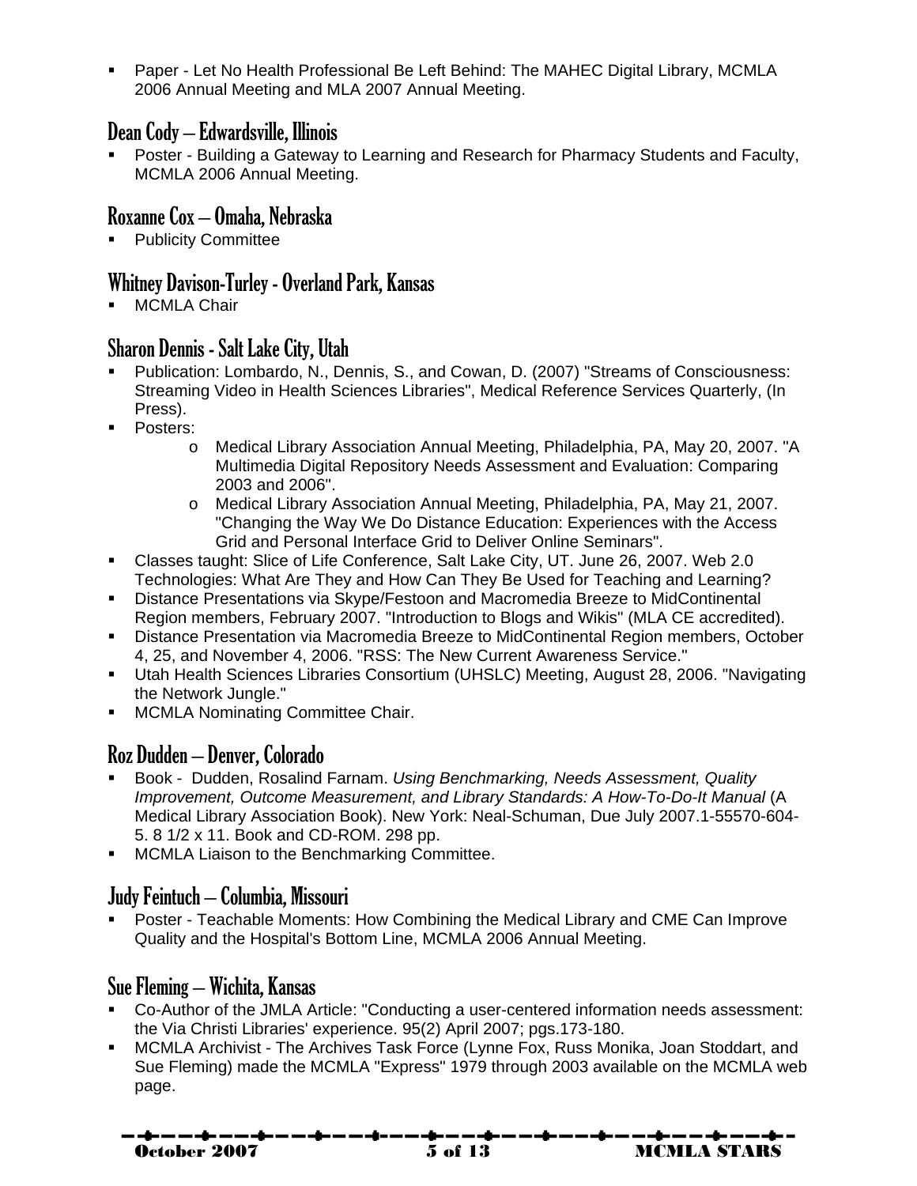- Paper - Let No Health Professional Be Left Behind: The MAHEC Digital Library, MCMLA 2006 Annual Meeting and MLA 2007 Annual Meeting.

## Dean Cody – Edwardsville, Illinois

- Poster - Building a Gateway to Learning and Research for Pharmacy Students and Faculty, MCMLA 2006 Annual Meeting.

## Roxanne Cox – Omaha, Nebraska

- Publicity Committee

## Whitney Davison-Turley - Overland Park, Kansas

- MCMLA Chair

## Sharon Dennis - Salt Lake City, Utah

- Publication: Lombardo, N., Dennis, S., and Cowan, D. (2007) "Streams of Consciousness: Streaming Video in Health Sciences Libraries", Medical Reference Services Quarterly, (In Press).
- Posters:
    - Medical Library Association Annual Meeting, Philadelphia, PA, May 20, 2007. "A Multimedia Digital Repository Needs Assessment and Evaluation: Comparing 2003 and 2006".
    - Medical Library Association Annual Meeting, Philadelphia, PA, May 21, 2007. "Changing the Way We Do Distance Education: Experiences with the Access Grid and Personal Interface Grid to Deliver Online Seminars".
- Classes taught: Slice of Life Conference, Salt Lake City, UT. June 26, 2007. Web 2.0 Technologies: What Are They and How Can They Be Used for Teaching and Learning?
- Distance Presentations via Skype/Festoon and Macromedia Breeze to MidContinental Region members, February 2007. "Introduction to Blogs and Wikis" (MLA CE accredited).
- Distance Presentation via Macromedia Breeze to MidContinental Region members, October 4, 25, and November 4, 2006. "RSS: The New Current Awareness Service."
- Utah Health Sciences Libraries Consortium (UHSLC) Meeting, August 28, 2006. "Navigating the Network Jungle."
- MCMLA Nominating Committee Chair.

## Roz Dudden – Denver, Colorado

- Book - Dudden, Rosalind Farnam. *Using Benchmarking, Needs Assessment, Quality Improvement, Outcome Measurement, and Library Standards: A How-To-Do-It Manual* (A Medical Library Association Book). New York: Neal-Schuman, Due July 2007.1-55570-604-5. 8 1/2 x 11. Book and CD-ROM. 298 pp.
- MCMLA Liaison to the Benchmarking Committee.

## Judy Feintuch – Columbia, Missouri

- Poster - Teachable Moments: How Combining the Medical Library and CME Can Improve Quality and the Hospital's Bottom Line, MCMLA 2006 Annual Meeting.

## Sue Fleming – Wichita, Kansas

- Co-Author of the JMLA Article: "Conducting a user-centered information needs assessment: the Via Christi Libraries' experience. 95(2) April 2007; pgs.173-180.
- MCMLA Archivist - The Archives Task Force (Lynne Fox, Russ Monika, Joan Stoddart, and Sue Fleming) made the MCMLA "Express" 1979 through 2003 available on the MCMLA web page.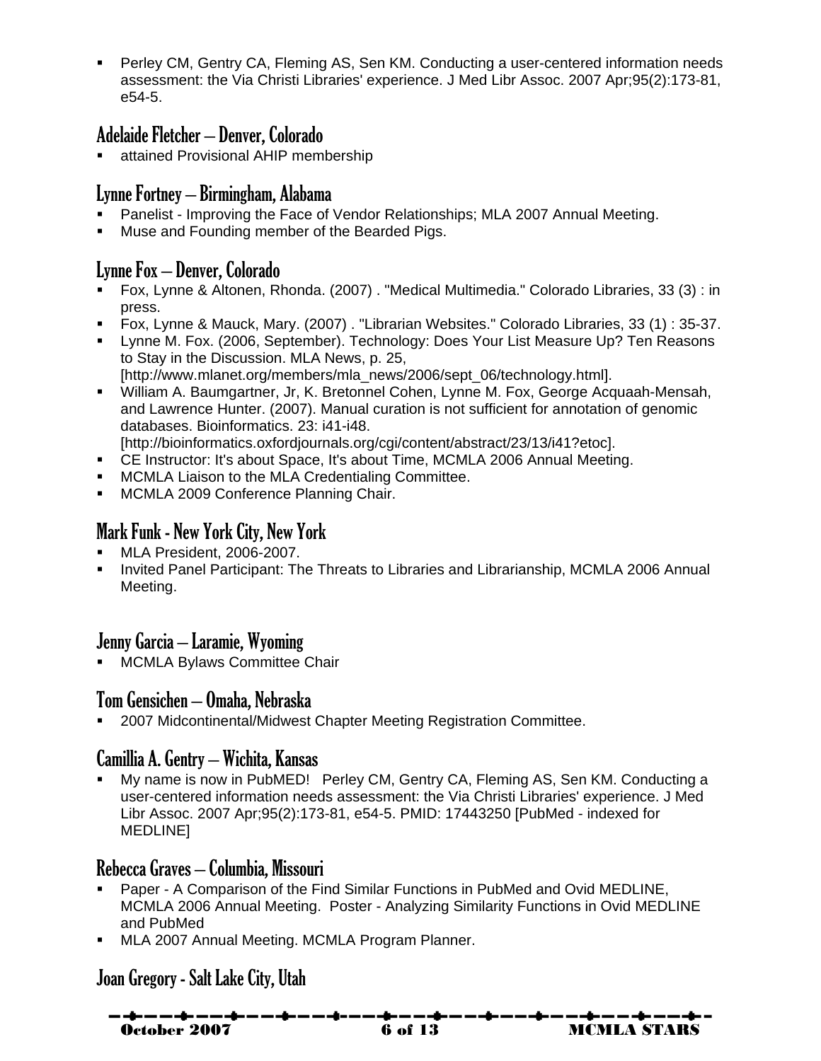- Perley CM, Gentry CA, Fleming AS, Sen KM. Conducting a user-centered information needs assessment: the Via Christi Libraries' experience. J Med Libr Assoc. 2007 Apr;95(2):173-81, e54-5.

## Adelaide Fletcher – Denver, Colorado

- attained Provisional AHIP membership

## Lynne Fortney – Birmingham, Alabama

- Panelist - Improving the Face of Vendor Relationships; MLA 2007 Annual Meeting.
- Muse and Founding member of the Bearded Pigs.

## Lynne Fox – Denver, Colorado

- Fox, Lynne & Altonen, Rhonda. (2007) . "Medical Multimedia." Colorado Libraries, 33 (3) : in press.
- Fox, Lynne & Mauck, Mary. (2007) . "Librarian Websites." Colorado Libraries, 33 (1) : 35-37.
- Lynne M. Fox. (2006, September). Technology: Does Your List Measure Up? Ten Reasons to Stay in the Discussion. MLA News, p. 25, [http://www.mlanet.org/members/mla_news/2006/sept_06/technology.html].
- William A. Baumgartner, Jr, K. Bretonnel Cohen, Lynne M. Fox, George Acquaah-Mensah, and Lawrence Hunter. (2007). Manual curation is not sufficient for annotation of genomic databases. Bioinformatics. 23: i41-i48. [http://bioinformatics.oxfordjournals.org/cgi/content/abstract/23/13/i41?etoc].
- CE Instructor: It's about Space, It's about Time, MCMLA 2006 Annual Meeting.
- MCMLA Liaison to the MLA Credentialing Committee.
- MCMLA 2009 Conference Planning Chair.

## Mark Funk - New York City, New York

- MLA President, 2006-2007.
- Invited Panel Participant: The Threats to Libraries and Librarianship, MCMLA 2006 Annual Meeting.

## Jenny Garcia – Laramie, Wyoming

- MCMLA Bylaws Committee Chair

## Tom Gensichen – Omaha, Nebraska

- 2007 Midcontinental/Midwest Chapter Meeting Registration Committee.

## Camillia A. Gentry – Wichita, Kansas

- My name is now in PubMED! Perley CM, Gentry CA, Fleming AS, Sen KM. Conducting a user-centered information needs assessment: the Via Christi Libraries' experience. J Med Libr Assoc. 2007 Apr;95(2):173-81, e54-5. PMID: 17443250 [PubMed - indexed for MEDLINE]

## Rebecca Graves – Columbia, Missouri

- Paper - A Comparison of the Find Similar Functions in PubMed and Ovid MEDLINE, MCMLA 2006 Annual Meeting. Poster - Analyzing Similarity Functions in Ovid MEDLINE and PubMed
- MLA 2007 Annual Meeting. MCMLA Program Planner.

## Joan Gregory - Salt Lake City, Utah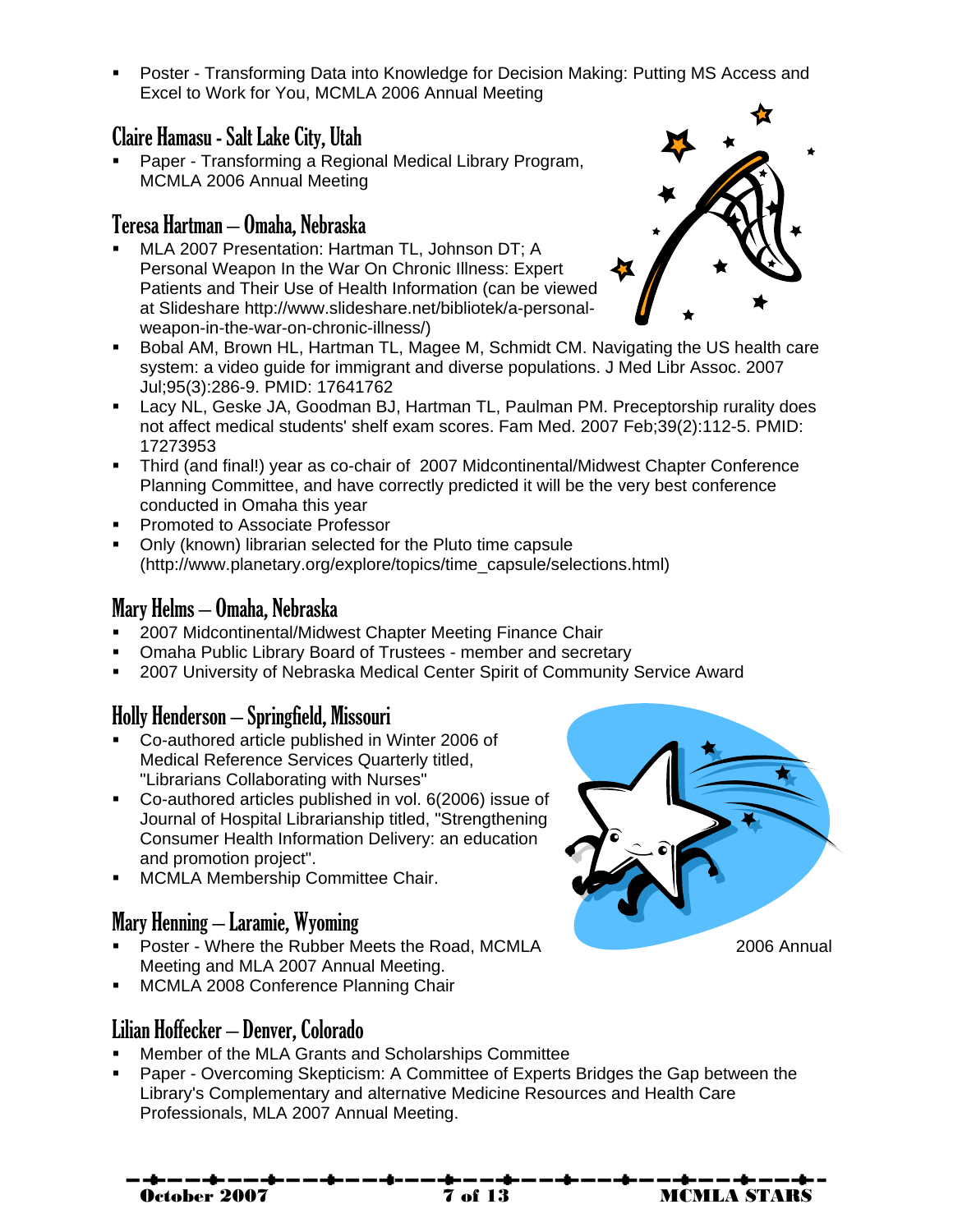- Poster - Transforming Data into Knowledge for Decision Making: Putting MS Access and Excel to Work for You, MCMLA 2006 Annual Meeting

## Claire Hamasu - Salt Lake City, Utah

- Paper - Transforming a Regional Medical Library Program, MCMLA 2006 Annual Meeting

## Teresa Hartman – Omaha, Nebraska

- MLA 2007 Presentation: Hartman TL, Johnson DT; A Personal Weapon In the War On Chronic Illness: Expert Patients and Their Use of Health Information (can be viewed at Slideshare http://www.slideshare.net/bibliotek/a-personal-weapon-in-the-war-on-chronic-illness/)
- Bobal AM, Brown HL, Hartman TL, Magee M, Schmidt CM. Navigating the US health care system: a video guide for immigrant and diverse populations. J Med Libr Assoc. 2007 Jul;95(3):286-9. PMID: 17641762
- Lacy NL, Geske JA, Goodman BJ, Hartman TL, Paulman PM. Preceptorship rurality does not affect medical students' shelf exam scores. Fam Med. 2007 Feb;39(2):112-5. PMID: 17273953
- Third (and final!) year as co-chair of 2007 Midcontinental/Midwest Chapter Conference Planning Committee, and have correctly predicted it will be the very best conference conducted in Omaha this year
- Promoted to Associate Professor
- Only (known) librarian selected for the Pluto time capsule (http://www.planetary.org/explore/topics/time_capsule/selections.html)

## Mary Helms – Omaha, Nebraska

- 2007 Midcontinental/Midwest Chapter Meeting Finance Chair
- Omaha Public Library Board of Trustees - member and secretary
- 2007 University of Nebraska Medical Center Spirit of Community Service Award

## Holly Henderson – Springfield, Missouri

- Co-authored article published in Winter 2006 of Medical Reference Services Quarterly titled, "Librarians Collaborating with Nurses"
- Co-authored articles published in vol. 6(2006) issue of Journal of Hospital Librarianship titled, "Strengthening Consumer Health Information Delivery: an education and promotion project".
- MCMLA Membership Committee Chair.

## Mary Henning – Laramie, Wyoming

- Poster - Where the Rubber Meets the Road, MCMLA 2006 Annual Meeting and MLA 2007 Annual Meeting.
- MCMLA 2008 Conference Planning Chair

## Lilian Hoffecker – Denver, Colorado

- Member of the MLA Grants and Scholarships Committee
- Paper - Overcoming Skepticism: A Committee of Experts Bridges the Gap between the Library's Complementary and alternative Medicine Resources and Health Care Professionals, MLA 2007 Annual Meeting.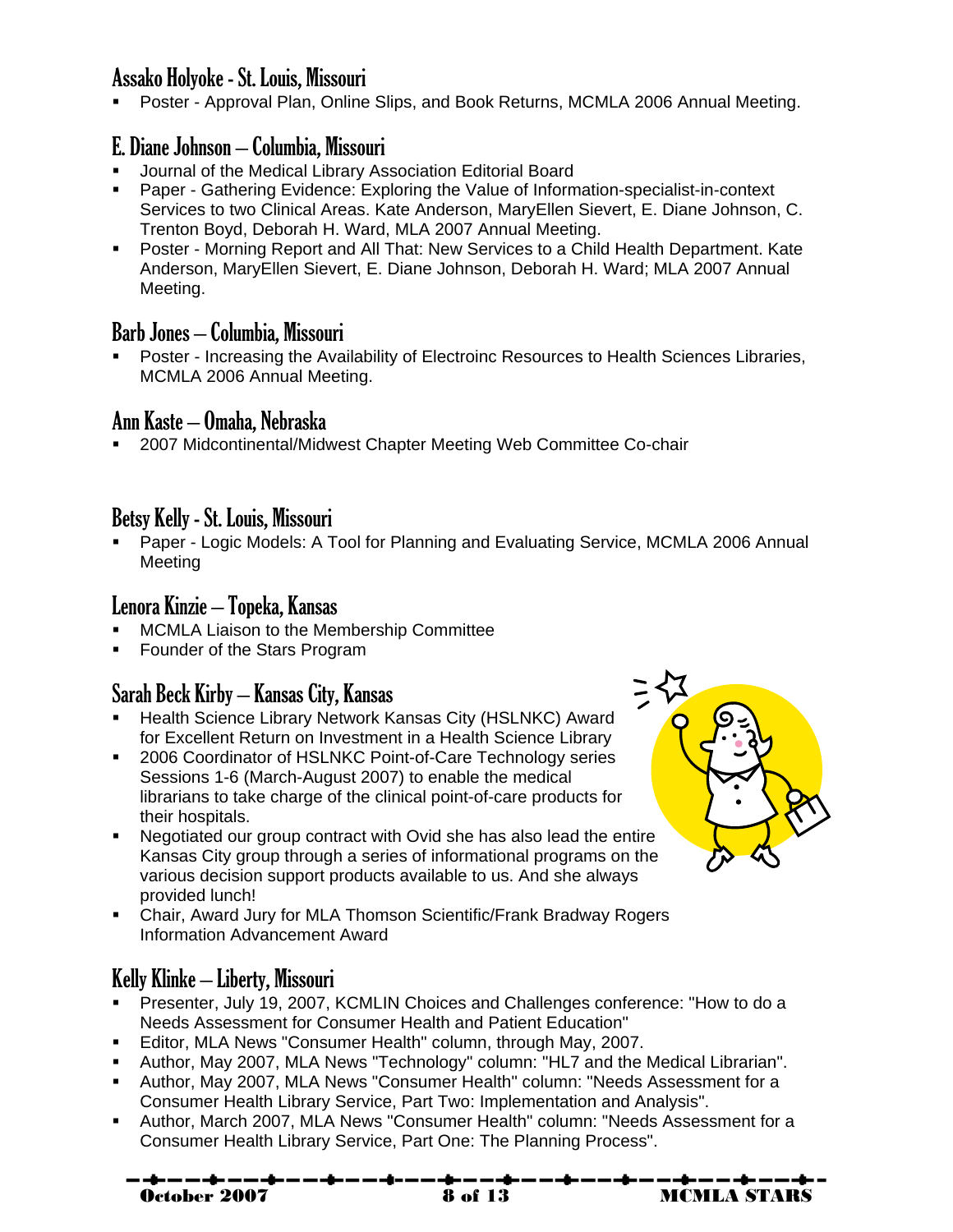## Assako Holyoke - St. Louis, Missouri

- Poster - Approval Plan, Online Slips, and Book Returns, MCMLA 2006 Annual Meeting.

## E. Diane Johnson – Columbia, Missouri

- Journal of the Medical Library Association Editorial Board
- Paper - Gathering Evidence: Exploring the Value of Information-specialist-in-context Services to two Clinical Areas. Kate Anderson, MaryEllen Sievert, E. Diane Johnson, C. Trenton Boyd, Deborah H. Ward, MLA 2007 Annual Meeting.
- Poster - Morning Report and All That: New Services to a Child Health Department. Kate Anderson, MaryEllen Sievert, E. Diane Johnson, Deborah H. Ward; MLA 2007 Annual Meeting.

## Barb Jones – Columbia, Missouri

- Poster - Increasing the Availability of Electroinc Resources to Health Sciences Libraries, MCMLA 2006 Annual Meeting.

## Ann Kaste – Omaha, Nebraska

- 2007 Midcontinental/Midwest Chapter Meeting Web Committee Co-chair

## Betsy Kelly - St. Louis, Missouri

- Paper - Logic Models: A Tool for Planning and Evaluating Service, MCMLA 2006 Annual Meeting

## Lenora Kinzie – Topeka, Kansas

- MCMLA Liaison to the Membership Committee
- Founder of the Stars Program

## Sarah Beck Kirby – Kansas City, Kansas

- Health Science Library Network Kansas City (HSLNKC) Award for Excellent Return on Investment in a Health Science Library
- 2006 Coordinator of HSLNKC Point-of-Care Technology series Sessions 1-6 (March-August 2007) to enable the medical librarians to take charge of the clinical point-of-care products for their hospitals.
- Negotiated our group contract with Ovid she has also lead the entire Kansas City group through a series of informational programs on the various decision support products available to us. And she always provided lunch!
- Chair, Award Jury for MLA Thomson Scientific/Frank Bradway Rogers Information Advancement Award

## Kelly Klinke – Liberty, Missouri

- Presenter, July 19, 2007, KCMLIN Choices and Challenges conference: "How to do a Needs Assessment for Consumer Health and Patient Education"
- Editor, MLA News "Consumer Health" column, through May, 2007.
- Author, May 2007, MLA News "Technology" column: "HL7 and the Medical Librarian".
- Author, May 2007, MLA News "Consumer Health" column: "Needs Assessment for a Consumer Health Library Service, Part Two: Implementation and Analysis".
- Author, March 2007, MLA News "Consumer Health" column: "Needs Assessment for a Consumer Health Library Service, Part One: The Planning Process".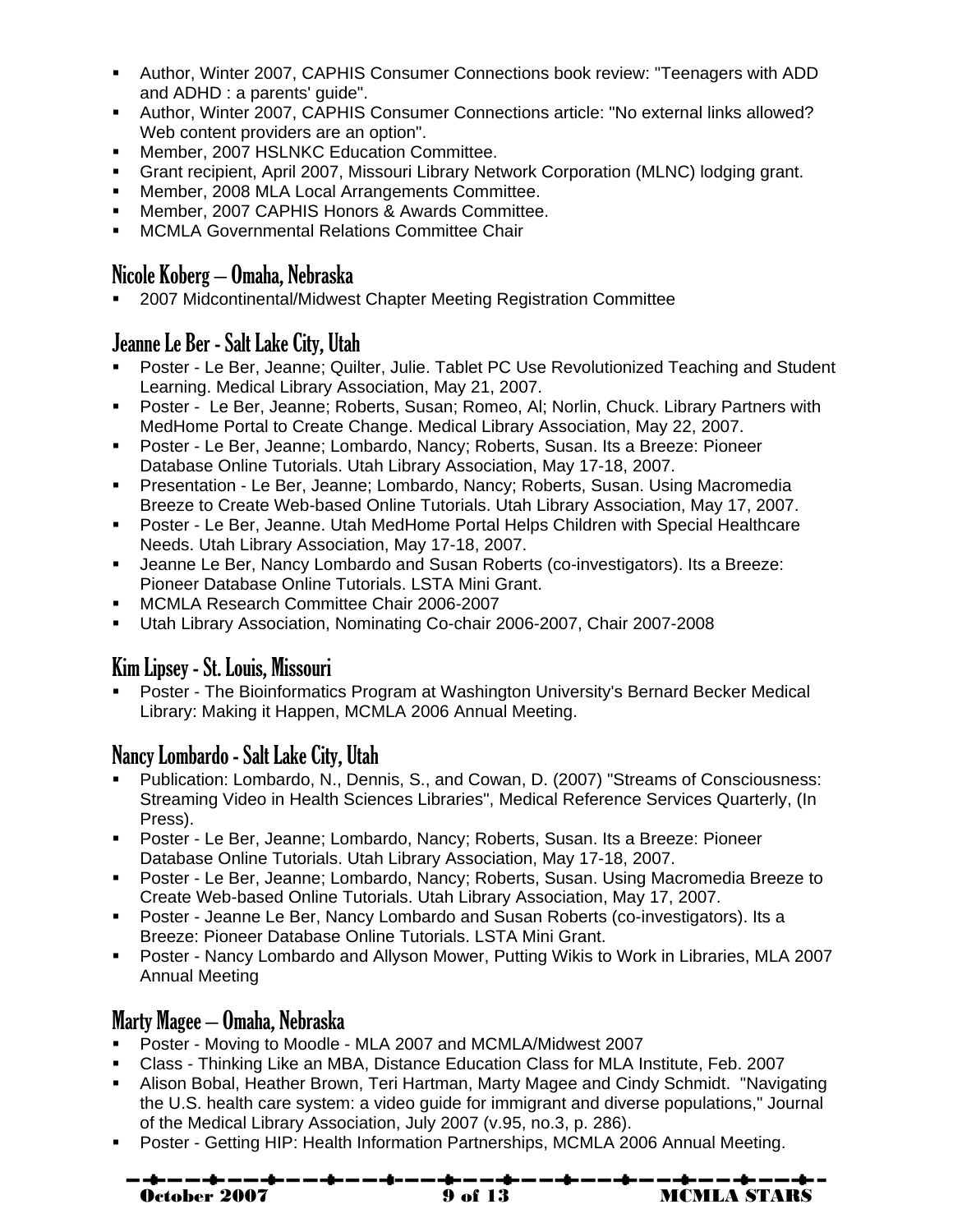- Author, Winter 2007, CAPHIS Consumer Connections book review: "Teenagers with ADD and ADHD : a parents' guide".
- Author, Winter 2007, CAPHIS Consumer Connections article: "No external links allowed? Web content providers are an option".
- Member, 2007 HSLNKC Education Committee.
- Grant recipient, April 2007, Missouri Library Network Corporation (MLNC) lodging grant.
- Member, 2008 MLA Local Arrangements Committee.
- Member, 2007 CAPHIS Honors & Awards Committee.
- MCMLA Governmental Relations Committee Chair

## Nicole Koberg – Omaha, Nebraska

- 2007 Midcontinental/Midwest Chapter Meeting Registration Committee

## Jeanne Le Ber - Salt Lake City, Utah

- Poster - Le Ber, Jeanne; Quilter, Julie. Tablet PC Use Revolutionized Teaching and Student Learning. Medical Library Association, May 21, 2007.
- Poster - Le Ber, Jeanne; Roberts, Susan; Romeo, Al; Norlin, Chuck. Library Partners with MedHome Portal to Create Change. Medical Library Association, May 22, 2007.
- Poster - Le Ber, Jeanne; Lombardo, Nancy; Roberts, Susan. Its a Breeze: Pioneer Database Online Tutorials. Utah Library Association, May 17-18, 2007.
- Presentation - Le Ber, Jeanne; Lombardo, Nancy; Roberts, Susan. Using Macromedia Breeze to Create Web-based Online Tutorials. Utah Library Association, May 17, 2007.
- Poster - Le Ber, Jeanne. Utah MedHome Portal Helps Children with Special Healthcare Needs. Utah Library Association, May 17-18, 2007.
- Jeanne Le Ber, Nancy Lombardo and Susan Roberts (co-investigators). Its a Breeze: Pioneer Database Online Tutorials. LSTA Mini Grant.
- MCMLA Research Committee Chair 2006-2007
- Utah Library Association, Nominating Co-chair 2006-2007, Chair 2007-2008

## Kim Lipsey - St. Louis, Missouri

- Poster - The Bioinformatics Program at Washington University's Bernard Becker Medical Library: Making it Happen, MCMLA 2006 Annual Meeting.

## Nancy Lombardo - Salt Lake City, Utah

- Publication: Lombardo, N., Dennis, S., and Cowan, D. (2007) "Streams of Consciousness: Streaming Video in Health Sciences Libraries", Medical Reference Services Quarterly, (In Press).
- Poster - Le Ber, Jeanne; Lombardo, Nancy; Roberts, Susan. Its a Breeze: Pioneer Database Online Tutorials. Utah Library Association, May 17-18, 2007.
- Poster - Le Ber, Jeanne; Lombardo, Nancy; Roberts, Susan. Using Macromedia Breeze to Create Web-based Online Tutorials. Utah Library Association, May 17, 2007.
- Poster - Jeanne Le Ber, Nancy Lombardo and Susan Roberts (co-investigators). Its a Breeze: Pioneer Database Online Tutorials. LSTA Mini Grant.
- Poster - Nancy Lombardo and Allyson Mower, Putting Wikis to Work in Libraries, MLA 2007 Annual Meeting

## Marty Magee – Omaha, Nebraska

- Poster - Moving to Moodle - MLA 2007 and MCMLA/Midwest 2007
- Class - Thinking Like an MBA, Distance Education Class for MLA Institute, Feb. 2007
- Alison Bobal, Heather Brown, Teri Hartman, Marty Magee and Cindy Schmidt. "Navigating the U.S. health care system: a video guide for immigrant and diverse populations," Journal of the Medical Library Association, July 2007 (v.95, no.3, p. 286).
- Poster - Getting HIP: Health Information Partnerships, MCMLA 2006 Annual Meeting.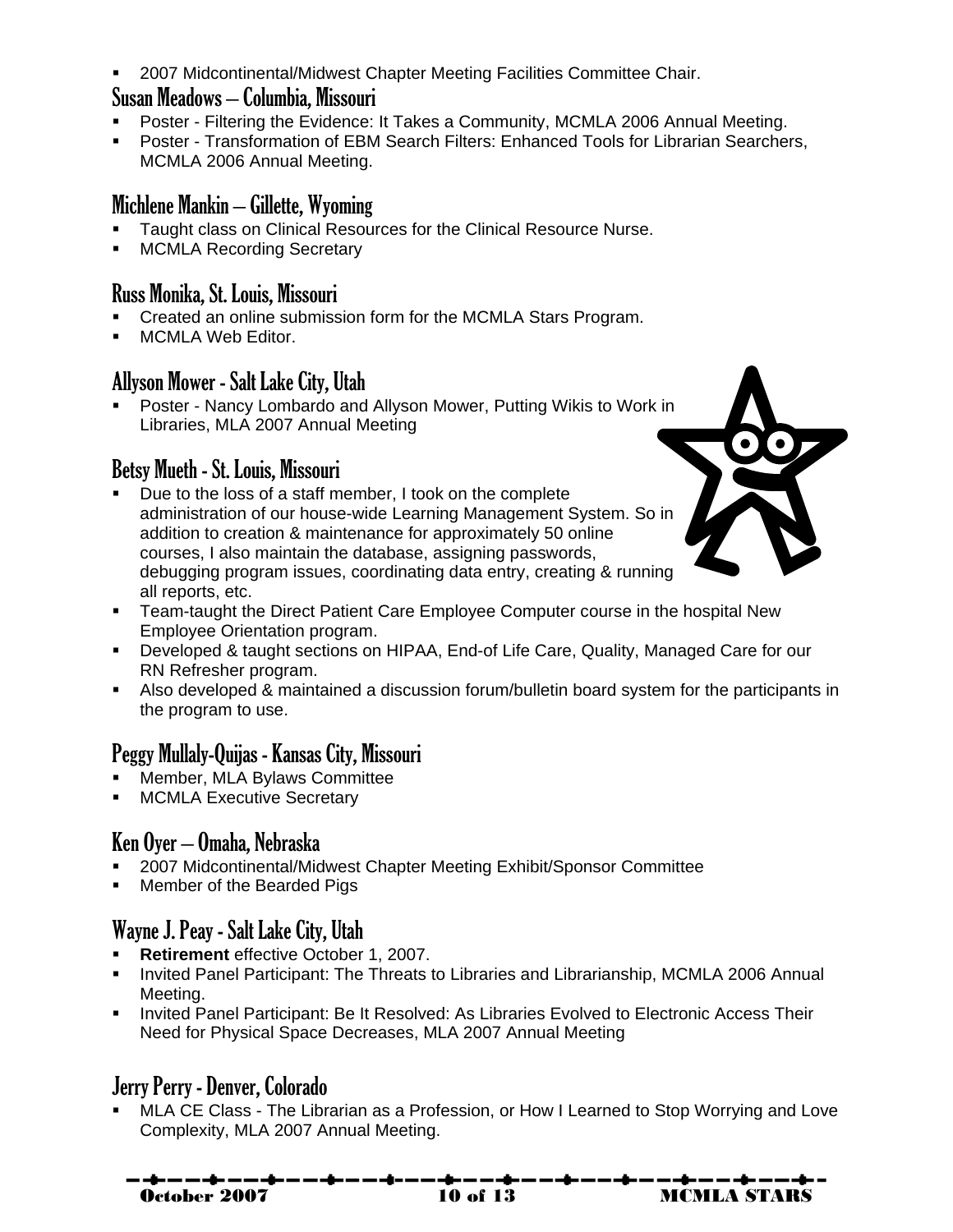- 2007 Midcontinental/Midwest Chapter Meeting Facilities Committee Chair.

## Susan Meadows – Columbia, Missouri

- Poster - Filtering the Evidence: It Takes a Community, MCMLA 2006 Annual Meeting.
- Poster - Transformation of EBM Search Filters: Enhanced Tools for Librarian Searchers, MCMLA 2006 Annual Meeting.

## Michlene Mankin – Gillette, Wyoming

- Taught class on Clinical Resources for the Clinical Resource Nurse.
- MCMLA Recording Secretary

## Russ Monika, St. Louis, Missouri

- Created an online submission form for the MCMLA Stars Program.
- MCMLA Web Editor.

## Allyson Mower - Salt Lake City, Utah

- Poster - Nancy Lombardo and Allyson Mower, Putting Wikis to Work in Libraries, MLA 2007 Annual Meeting

## Betsy Mueth - St. Louis, Missouri

- Due to the loss of a staff member, I took on the complete administration of our house-wide Learning Management System. So in addition to creation & maintenance for approximately 50 online courses, I also maintain the database, assigning passwords, debugging program issues, coordinating data entry, creating & running all reports, etc.
- Team-taught the Direct Patient Care Employee Computer course in the hospital New Employee Orientation program.
- Developed & taught sections on HIPAA, End-of Life Care, Quality, Managed Care for our RN Refresher program.
- Also developed & maintained a discussion forum/bulletin board system for the participants in the program to use.

## Peggy Mullaly-Quijas - Kansas City, Missouri

- Member, MLA Bylaws Committee
- MCMLA Executive Secretary

## Ken Oyer – Omaha, Nebraska

- 2007 Midcontinental/Midwest Chapter Meeting Exhibit/Sponsor Committee
- Member of the Bearded Pigs

## Wayne J. Peay - Salt Lake City, Utah

- **Retirement** effective October 1, 2007.
- Invited Panel Participant: The Threats to Libraries and Librarianship, MCMLA 2006 Annual Meeting.
- Invited Panel Participant: Be It Resolved: As Libraries Evolved to Electronic Access Their Need for Physical Space Decreases, MLA 2007 Annual Meeting

## Jerry Perry - Denver, Colorado

- MLA CE Class - The Librarian as a Profession, or How I Learned to Stop Worrying and Love Complexity, MLA 2007 Annual Meeting.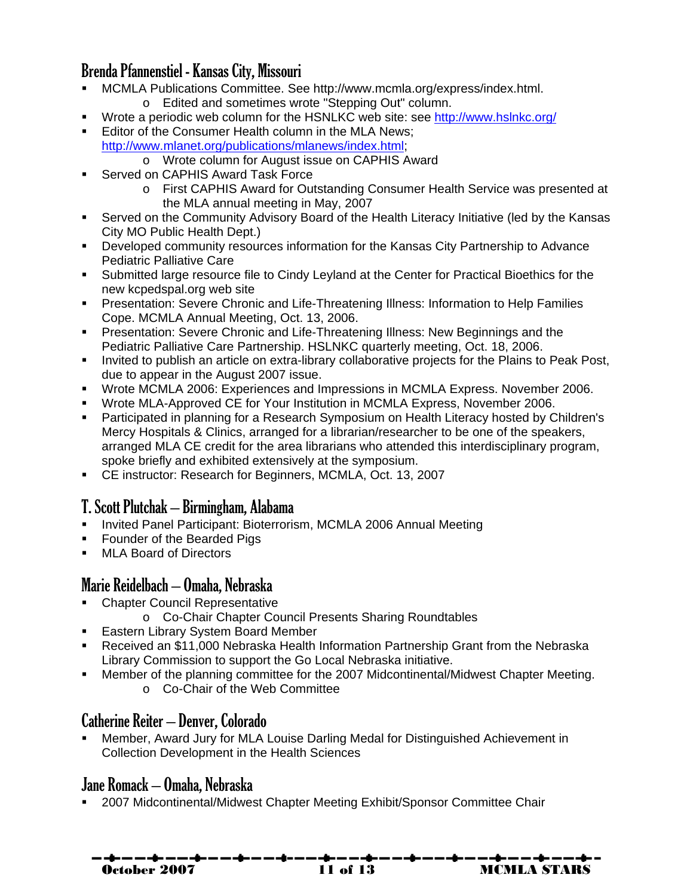## Brenda Pfannenstiel - Kansas City, Missouri

- MCMLA Publications Committee. See http://www.mcmla.org/express/index.html.
  - Edited and sometimes wrote "Stepping Out" column.
- Wrote a periodic web column for the HSNLKC web site: see http://www.hslnkc.org/
- Editor of the Consumer Health column in the MLA News; http://www.mlanet.org/publications/mlanews/index.html;
  - Wrote column for August issue on CAPHIS Award
- Served on CAPHIS Award Task Force
  - First CAPHIS Award for Outstanding Consumer Health Service was presented at the MLA annual meeting in May, 2007
- Served on the Community Advisory Board of the Health Literacy Initiative (led by the Kansas City MO Public Health Dept.)
- Developed community resources information for the Kansas City Partnership to Advance Pediatric Palliative Care
- Submitted large resource file to Cindy Leyland at the Center for Practical Bioethics for the new kcpedspal.org web site
- Presentation: Severe Chronic and Life-Threatening Illness: Information to Help Families Cope. MCMLA Annual Meeting, Oct. 13, 2006.
- Presentation: Severe Chronic and Life-Threatening Illness: New Beginnings and the Pediatric Palliative Care Partnership. HSLNKC quarterly meeting, Oct. 18, 2006.
- Invited to publish an article on extra-library collaborative projects for the Plains to Peak Post, due to appear in the August 2007 issue.
- Wrote MCMLA 2006: Experiences and Impressions in MCMLA Express. November 2006.
- Wrote MLA-Approved CE for Your Institution in MCMLA Express, November 2006.
- Participated in planning for a Research Symposium on Health Literacy hosted by Children's Mercy Hospitals & Clinics, arranged for a librarian/researcher to be one of the speakers, arranged MLA CE credit for the area librarians who attended this interdisciplinary program, spoke briefly and exhibited extensively at the symposium.
- CE instructor: Research for Beginners, MCMLA, Oct. 13, 2007

## T. Scott Plutchak – Birmingham, Alabama

- Invited Panel Participant: Bioterrorism, MCMLA 2006 Annual Meeting
- Founder of the Bearded Pigs
- MLA Board of Directors

## Marie Reidelbach – Omaha, Nebraska

- Chapter Council Representative
  - Co-Chair Chapter Council Presents Sharing Roundtables
- Eastern Library System Board Member
- Received an $11,000 Nebraska Health Information Partnership Grant from the Nebraska Library Commission to support the Go Local Nebraska initiative.
- Member of the planning committee for the 2007 Midcontinental/Midwest Chapter Meeting.
  - Co-Chair of the Web Committee

## Catherine Reiter – Denver, Colorado

- Member, Award Jury for MLA Louise Darling Medal for Distinguished Achievement in Collection Development in the Health Sciences

## Jane Romack – Omaha, Nebraska

- 2007 Midcontinental/Midwest Chapter Meeting Exhibit/Sponsor Committee Chair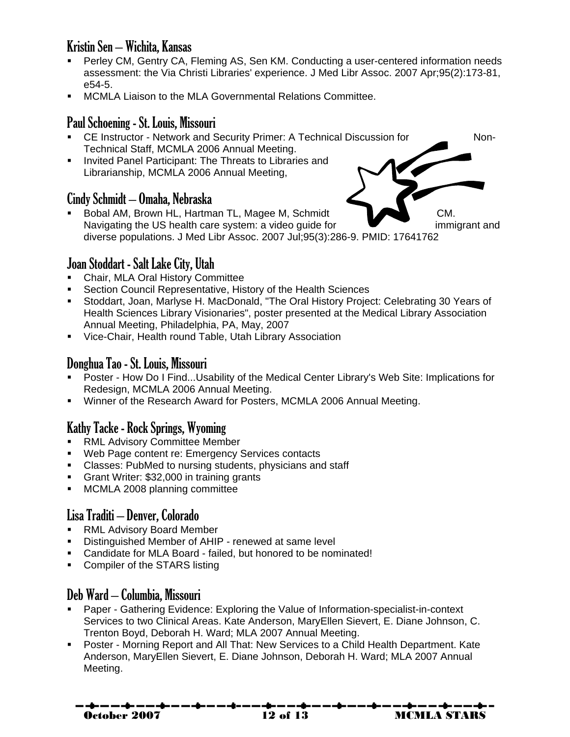## Kristin Sen – Wichita, Kansas

- Perley CM, Gentry CA, Fleming AS, Sen KM. Conducting a user-centered information needs assessment: the Via Christi Libraries' experience. J Med Libr Assoc. 2007 Apr;95(2):173-81, e54-5.
- MCMLA Liaison to the MLA Governmental Relations Committee.

## Paul Schoening - St. Louis, Missouri

- CE Instructor - Network and Security Primer: A Technical Discussion for Non-Technical Staff, MCMLA 2006 Annual Meeting.
- Invited Panel Participant: The Threats to Libraries and Librarianship, MCMLA 2006 Annual Meeting,

## Cindy Schmidt – Omaha, Nebraska

- Bobal AM, Brown HL, Hartman TL, Magee M, Schmidt CM. Navigating the US health care system: a video guide for immigrant and diverse populations. J Med Libr Assoc. 2007 Jul;95(3):286-9. PMID: 17641762

## Joan Stoddart - Salt Lake City, Utah

- Chair, MLA Oral History Committee
- Section Council Representative, History of the Health Sciences
- Stoddart, Joan, Marlyse H. MacDonald, "The Oral History Project: Celebrating 30 Years of Health Sciences Library Visionaries", poster presented at the Medical Library Association Annual Meeting, Philadelphia, PA, May, 2007
- Vice-Chair, Health round Table, Utah Library Association

## Donghua Tao - St. Louis, Missouri

- Poster - How Do I Find...Usability of the Medical Center Library's Web Site: Implications for Redesign, MCMLA 2006 Annual Meeting.
- Winner of the Research Award for Posters, MCMLA 2006 Annual Meeting.

## Kathy Tacke - Rock Springs, Wyoming

- RML Advisory Committee Member
- Web Page content re: Emergency Services contacts
- Classes: PubMed to nursing students, physicians and staff
- Grant Writer: $32,000 in training grants
- MCMLA 2008 planning committee

## Lisa Traditi – Denver, Colorado

- RML Advisory Board Member
- Distinguished Member of AHIP - renewed at same level
- Candidate for MLA Board - failed, but honored to be nominated!
- Compiler of the STARS listing

## Deb Ward – Columbia, Missouri

- Paper - Gathering Evidence: Exploring the Value of Information-specialist-in-context Services to two Clinical Areas. Kate Anderson, MaryEllen Sievert, E. Diane Johnson, C. Trenton Boyd, Deborah H. Ward; MLA 2007 Annual Meeting.
- Poster - Morning Report and All That: New Services to a Child Health Department. Kate Anderson, MaryEllen Sievert, E. Diane Johnson, Deborah H. Ward; MLA 2007 Annual Meeting.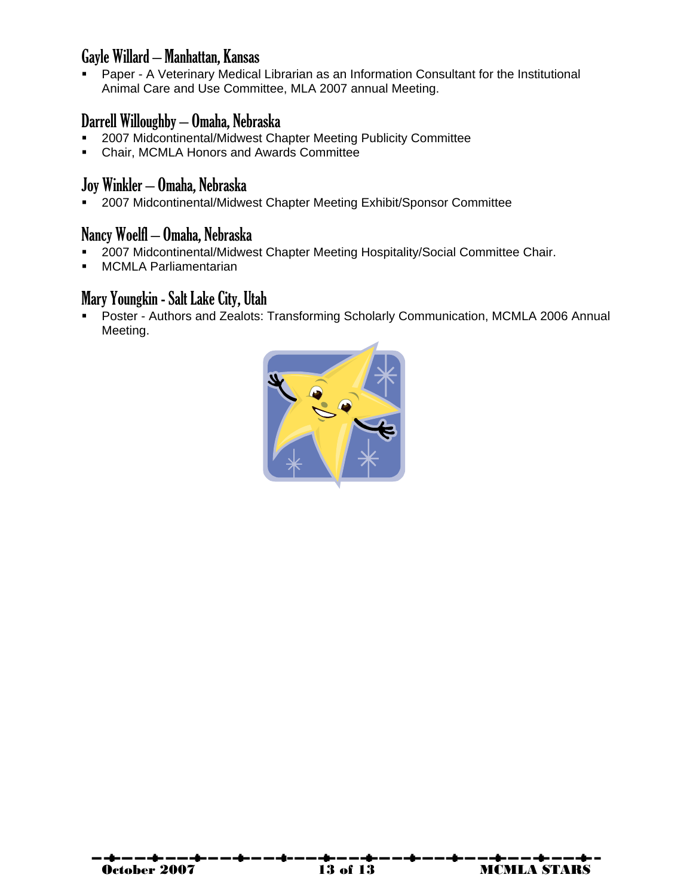### Gayle Willard – Manhattan, Kansas

- Paper - A Veterinary Medical Librarian as an Information Consultant for the Institutional Animal Care and Use Committee, MLA 2007 annual Meeting.

### Darrell Willoughby – Omaha, Nebraska

- 2007 Midcontinental/Midwest Chapter Meeting Publicity Committee
- Chair, MCMLA Honors and Awards Committee

### Joy Winkler – Omaha, Nebraska

- 2007 Midcontinental/Midwest Chapter Meeting Exhibit/Sponsor Committee

### Nancy Woelfl – Omaha, Nebraska

- 2007 Midcontinental/Midwest Chapter Meeting Hospitality/Social Committee Chair.
- MCMLA Parliamentarian

### Mary Youngkin - Salt Lake City, Utah

- Poster - Authors and Zealots: Transforming Scholarly Communication, MCMLA 2006 Annual Meeting.